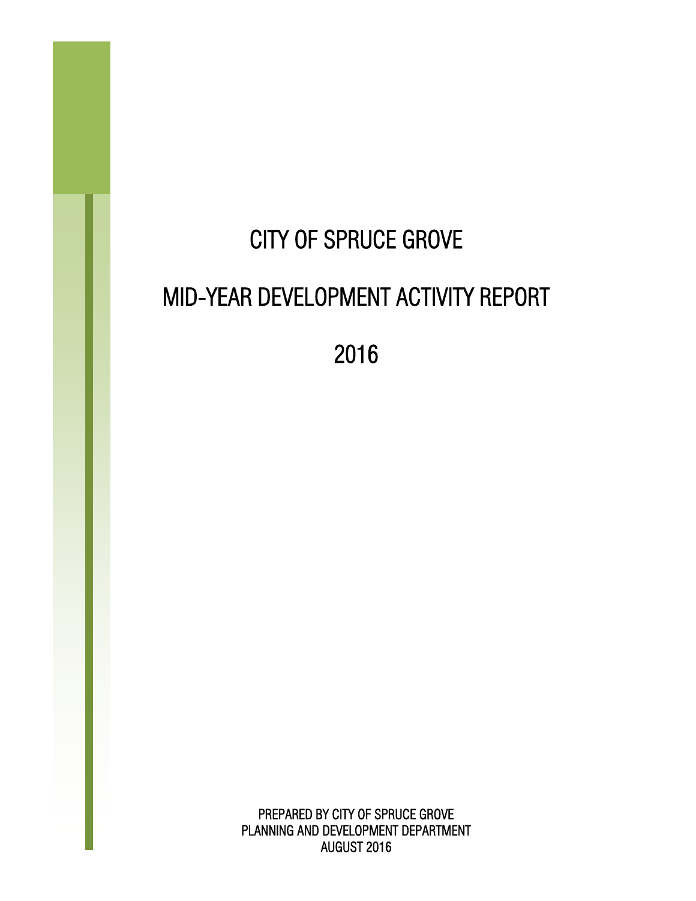# CITY OF SPRUCE GROVE

# MID-YEAR DEVELOPMENT ACTIVITY REPORT

# 2016

PREPARED BY CITY OF SPRUCE GROVE
PLANNING AND DEVELOPMENT DEPARTMENT
AUGUST 2016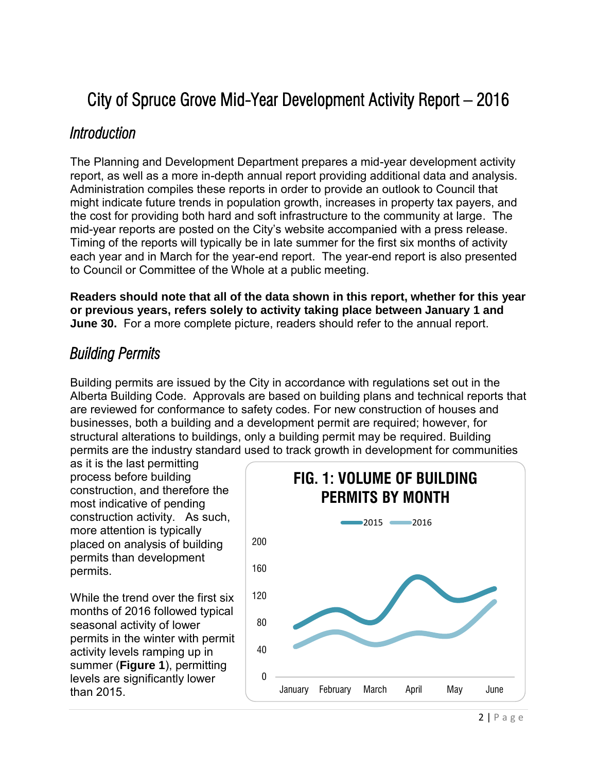# City of Spruce Grove Mid-Year Development Activity Report – 2016

## Introduction

The Planning and Development Department prepares a mid-year development activity report, as well as a more in-depth annual report providing additional data and analysis. Administration compiles these reports in order to provide an outlook to Council that might indicate future trends in population growth, increases in property tax payers, and the cost for providing both hard and soft infrastructure to the community at large. The mid-year reports are posted on the City's website accompanied with a press release. Timing of the reports will typically be in late summer for the first six months of activity each year and in March for the year-end report. The year-end report is also presented to Council or Committee of the Whole at a public meeting.

**Readers should note that all of the data shown in this report, whether for this year or previous years, refers solely to activity taking place between January 1 and June 30.** For a more complete picture, readers should refer to the annual report.

## Building Permits

Building permits are issued by the City in accordance with regulations set out in the Alberta Building Code. Approvals are based on building plans and technical reports that are reviewed for conformance to safety codes. For new construction of houses and businesses, both a building and a development permit are required; however, for structural alterations to buildings, only a building permit may be required. Building permits are the industry standard used to track growth in development for communities as it is the last permitting process before building construction, and therefore the most indicative of pending construction activity. As such, more attention is typically placed on analysis of building permits than development permits.

While the trend over the first six months of 2016 followed typical seasonal activity of lower permits in the winter with permit activity levels ramping up in summer (**Figure 1**), permitting levels are significantly lower than 2015.

**FIG. 1: VOLUME OF BUILDING PERMITS BY MONTH**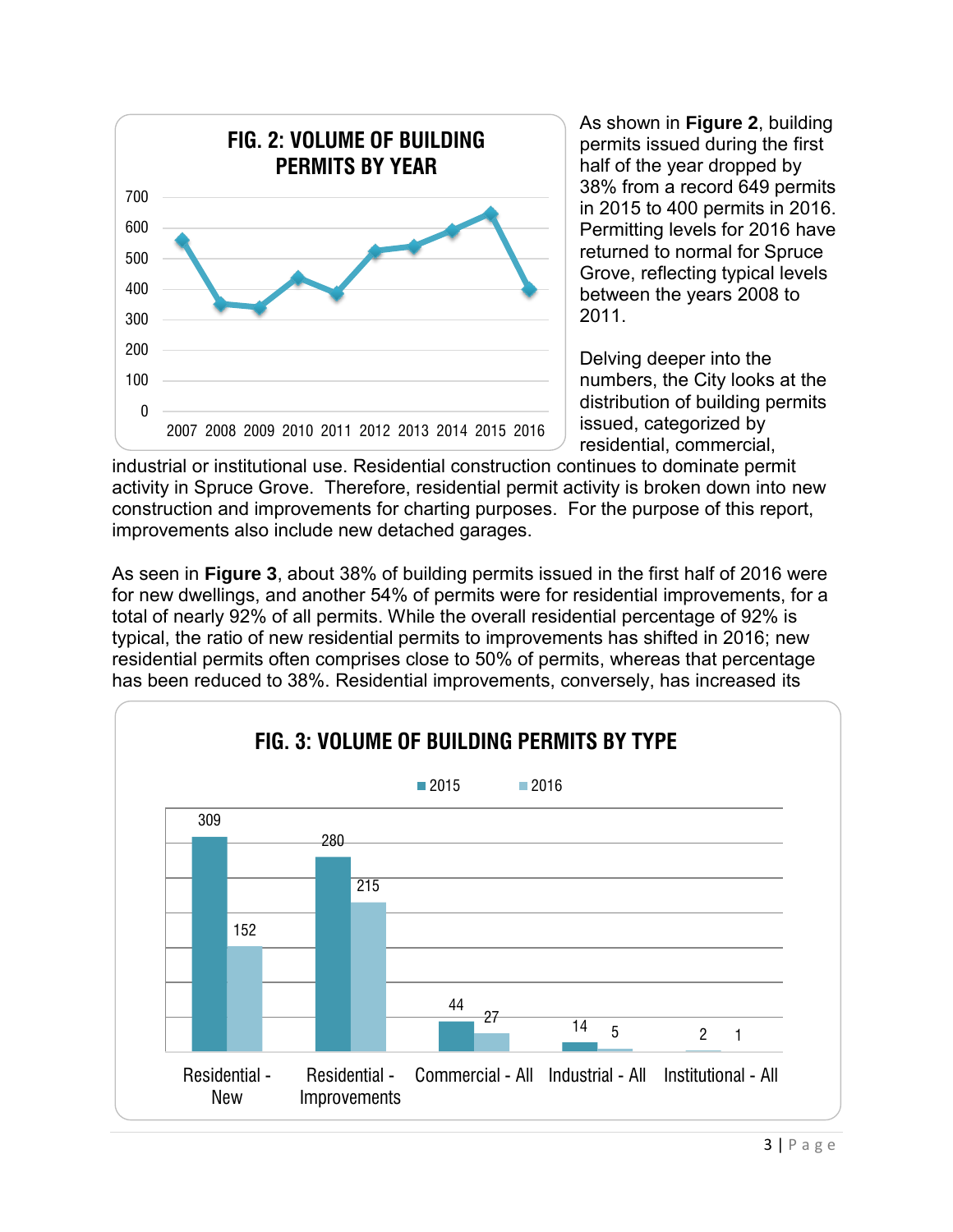**FIG. 2: VOLUME OF BUILDING PERMITS BY YEAR**

As shown in **Figure 2**, building permits issued during the first half of the year dropped by 38% from a record 649 permits in 2015 to 400 permits in 2016. Permitting levels for 2016 have returned to normal for Spruce Grove, reflecting typical levels between the years 2008 to 2011.

Delving deeper into the numbers, the City looks at the distribution of building permits issued, categorized by residential, commercial, industrial or institutional use. Residential construction continues to dominate permit activity in Spruce Grove. Therefore, residential permit activity is broken down into new construction and improvements for charting purposes. For the purpose of this report, improvements also include new detached garages.

As seen in **Figure 3**, about 38% of building permits issued in the first half of 2016 were for new dwellings, and another 54% of permits were for residential improvements, for a total of nearly 92% of all permits. While the overall residential percentage of 92% is typical, the ratio of new residential permits to improvements has shifted in 2016; new residential permits often comprises close to 50% of permits, whereas that percentage has been reduced to 38%. Residential improvements, conversely, has increased its

**FIG. 3: VOLUME OF BUILDING PERMITS BY TYPE**

| Type | 2015 | 2016 |
|---|---|---|
| Residential - New | 309 | 152 |
| Residential - Improvements | 280 | 215 |
| Commercial - All | 44 | 27 |
| Industrial - All | 14 | 5 |
| Institutional - All | 2 | 1 |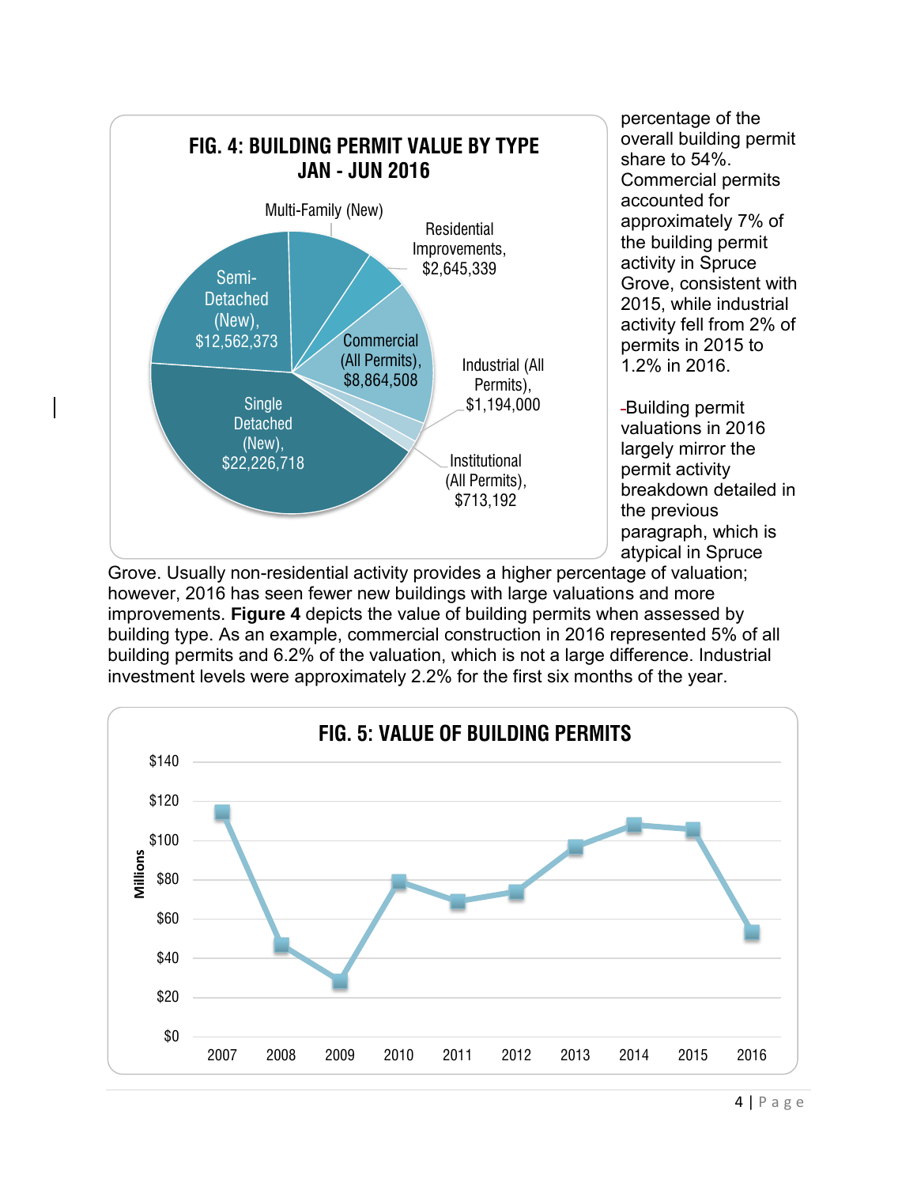**FIG. 4: BUILDING PERMIT VALUE BY TYPE JAN - JUN 2016**

| Type | Value |
|---|---|
| Single Detached (New) | $22,226,718 |
| Semi-Detached (New) | $12,562,373 |
| Multi-Family (New) | |
| Residential Improvements | $2,645,339 |
| Commercial (All Permits) | $8,864,508 |
| Industrial (All Permits) | $1,194,000 |
| Institutional (All Permits) | $713,192 |

percentage of the overall building permit share to 54%. Commercial permits accounted for approximately 7% of the building permit activity in Spruce Grove, consistent with 2015, while industrial activity fell from 2% of permits in 2015 to 1.2% in 2016.

Building permit valuations in 2016 largely mirror the permit activity breakdown detailed in the previous paragraph, which is atypical in Spruce Grove. Usually non-residential activity provides a higher percentage of valuation; however, 2016 has seen fewer new buildings with large valuations and more improvements. **Figure 4** depicts the value of building permits when assessed by building type. As an example, commercial construction in 2016 represented 5% of all building permits and 6.2% of the valuation, which is not a large difference. Industrial investment levels were approximately 2.2% for the first six months of the year.

**FIG. 5: VALUE OF BUILDING PERMITS**

(Millions; years 2007–2016)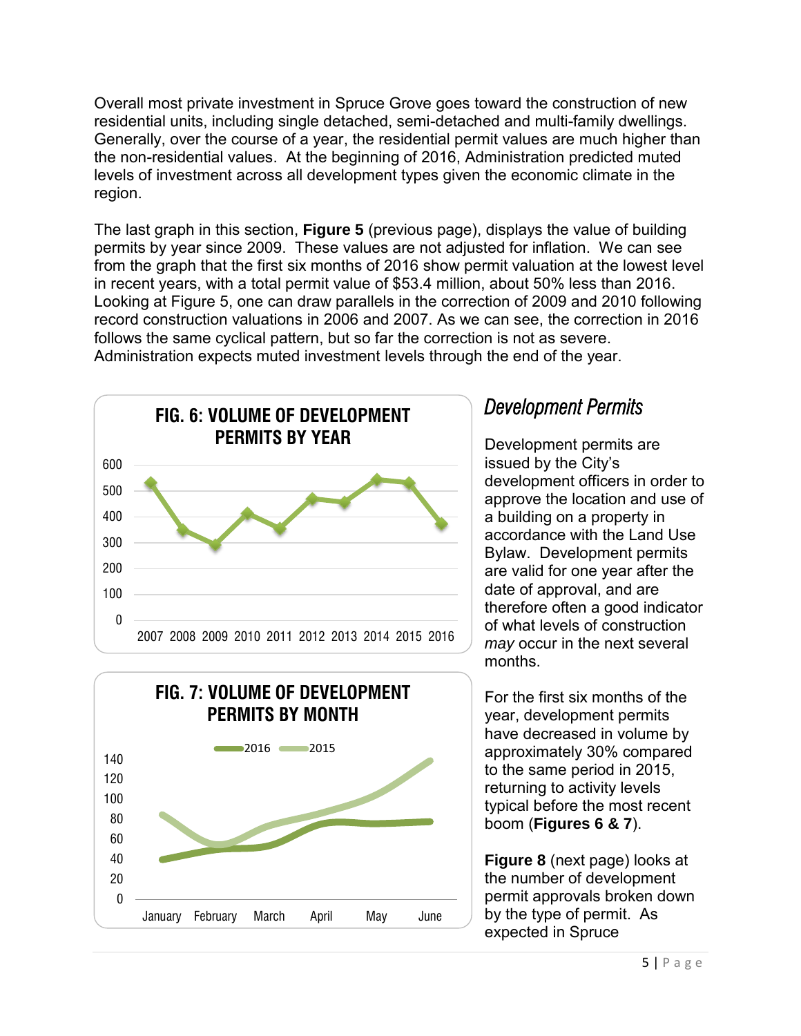Overall most private investment in Spruce Grove goes toward the construction of new residential units, including single detached, semi-detached and multi-family dwellings. Generally, over the course of a year, the residential permit values are much higher than the non-residential values. At the beginning of 2016, Administration predicted muted levels of investment across all development types given the economic climate in the region.

The last graph in this section, **Figure 5** (previous page), displays the value of building permits by year since 2009. These values are not adjusted for inflation. We can see from the graph that the first six months of 2016 show permit valuation at the lowest level in recent years, with a total permit value of $53.4 million, about 50% less than 2016. Looking at Figure 5, one can draw parallels in the correction of 2009 and 2010 following record construction valuations in 2006 and 2007. As we can see, the correction in 2016 follows the same cyclical pattern, but so far the correction is not as severe. Administration expects muted investment levels through the end of the year.

**FIG. 6: VOLUME OF DEVELOPMENT PERMITS BY YEAR**

**FIG. 7: VOLUME OF DEVELOPMENT PERMITS BY MONTH**

## *Development Permits*

Development permits are issued by the City's development officers in order to approve the location and use of a building on a property in accordance with the Land Use Bylaw. Development permits are valid for one year after the date of approval, and are therefore often a good indicator of what levels of construction *may* occur in the next several months.

For the first six months of the year, development permits have decreased in volume by approximately 30% compared to the same period in 2015, returning to activity levels typical before the most recent boom (**Figures 6 & 7**).

**Figure 8** (next page) looks at the number of development permit approvals broken down by the type of permit. As expected in Spruce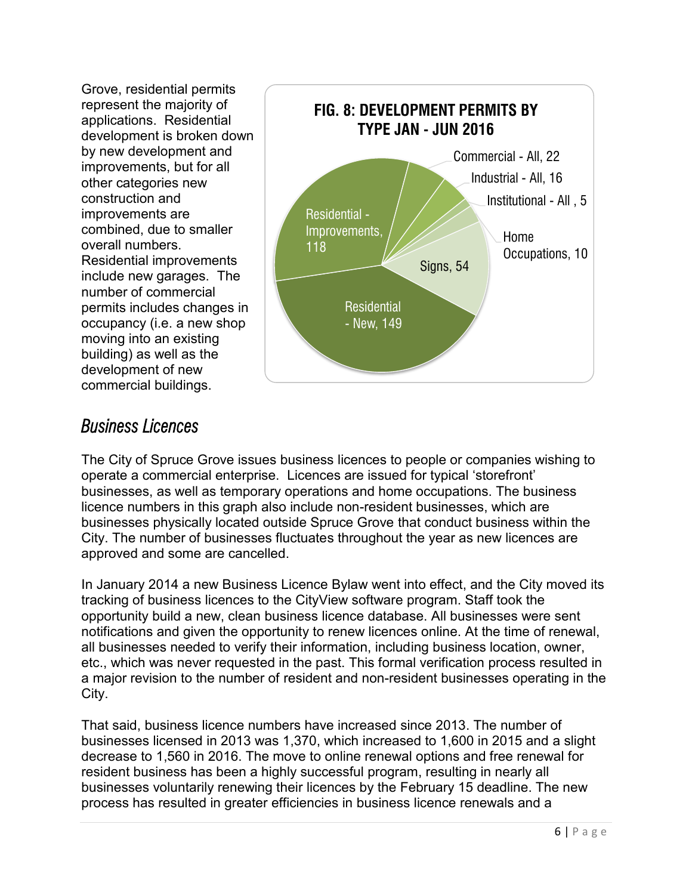Grove, residential permits represent the majority of applications. Residential development is broken down by new development and improvements, but for all other categories new construction and improvements are combined, due to smaller overall numbers. Residential improvements include new garages. The number of commercial permits includes changes in occupancy (i.e. a new shop moving into an existing building) as well as the development of new commercial buildings.

**FIG. 8: DEVELOPMENT PERMITS BY TYPE JAN - JUN 2016**

| Type | Permits |
| --- | --- |
| Residential - New | 149 |
| Residential - Improvements | 118 |
| Commercial - All | 22 |
| Industrial - All | 16 |
| Institutional - All | 5 |
| Home Occupations | 10 |
| Signs | 54 |

## *Business Licences*

The City of Spruce Grove issues business licences to people or companies wishing to operate a commercial enterprise. Licences are issued for typical 'storefront' businesses, as well as temporary operations and home occupations. The business licence numbers in this graph also include non-resident businesses, which are businesses physically located outside Spruce Grove that conduct business within the City. The number of businesses fluctuates throughout the year as new licences are approved and some are cancelled.

In January 2014 a new Business Licence Bylaw went into effect, and the City moved its tracking of business licences to the CityView software program. Staff took the opportunity build a new, clean business licence database. All businesses were sent notifications and given the opportunity to renew licences online. At the time of renewal, all businesses needed to verify their information, including business location, owner, etc., which was never requested in the past. This formal verification process resulted in a major revision to the number of resident and non-resident businesses operating in the City.

That said, business licence numbers have increased since 2013. The number of businesses licensed in 2013 was 1,370, which increased to 1,600 in 2015 and a slight decrease to 1,560 in 2016. The move to online renewal options and free renewal for resident business has been a highly successful program, resulting in nearly all businesses voluntarily renewing their licences by the February 15 deadline. The new process has resulted in greater efficiencies in business licence renewals and a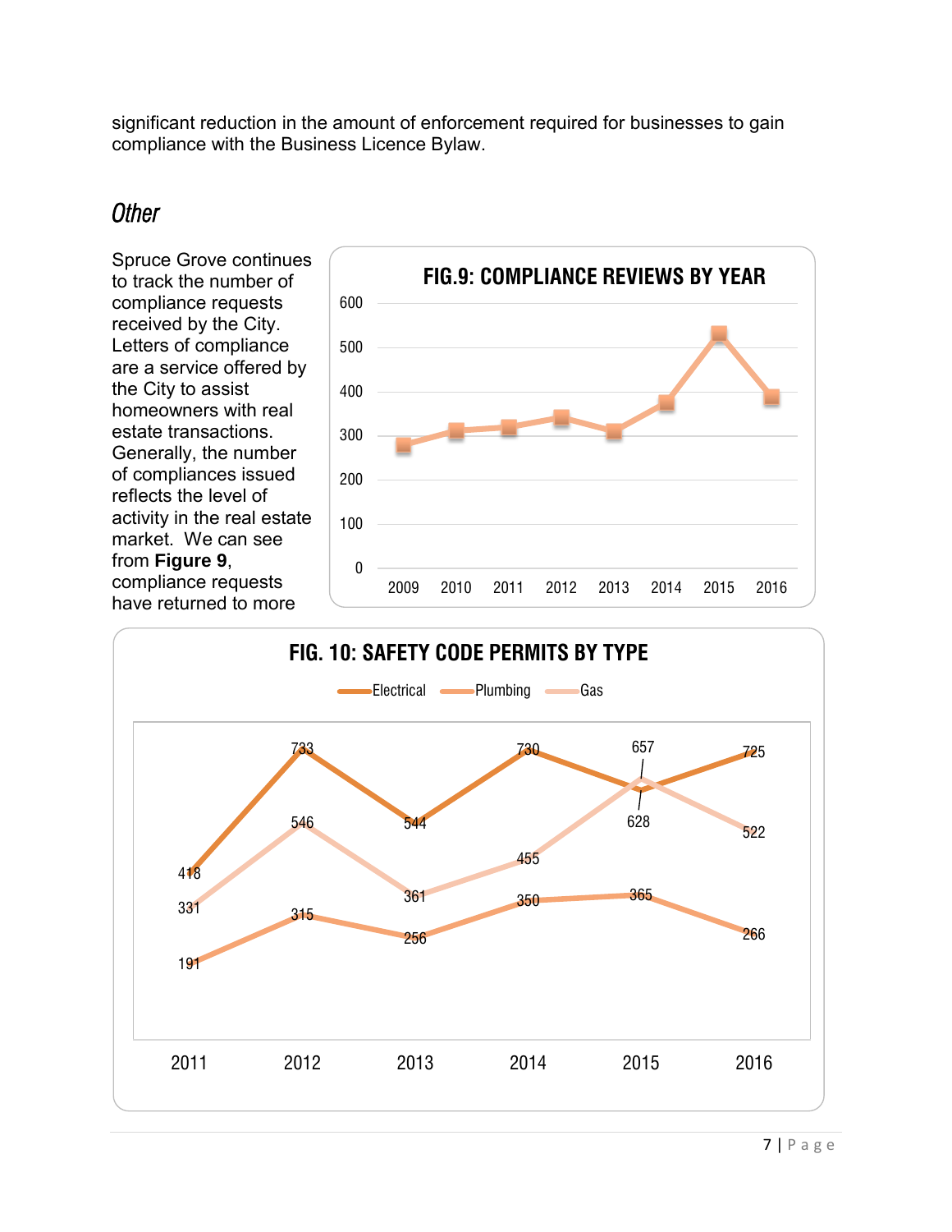significant reduction in the amount of enforcement required for businesses to gain compliance with the Business Licence Bylaw.

## *Other*

Spruce Grove continues to track the number of compliance requests received by the City. Letters of compliance are a service offered by the City to assist homeowners with real estate transactions. Generally, the number of compliances issued reflects the level of activity in the real estate market. We can see from **Figure 9**, compliance requests have returned to more

**FIG.9: COMPLIANCE REVIEWS BY YEAR**

**FIG. 10: SAFETY CODE PERMITS BY TYPE**

| Year | Electrical | Plumbing | Gas |
|---|---|---|---|
| 2011 | 418 | 191 | 331 |
| 2012 | 733 | 315 | 546 |
| 2013 | 544 | 256 | 361 |
| 2014 | 730 | 350 | 455 |
| 2015 | 628 | 365 | 657 |
| 2016 | 725 | 266 | 522 |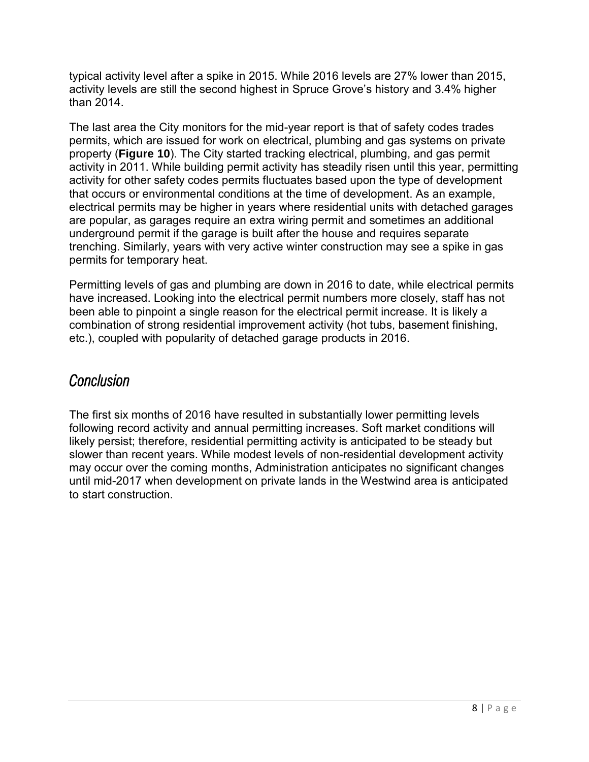typical activity level after a spike in 2015. While 2016 levels are 27% lower than 2015, activity levels are still the second highest in Spruce Grove's history and 3.4% higher than 2014.

The last area the City monitors for the mid-year report is that of safety codes trades permits, which are issued for work on electrical, plumbing and gas systems on private property (**Figure 10**). The City started tracking electrical, plumbing, and gas permit activity in 2011. While building permit activity has steadily risen until this year, permitting activity for other safety codes permits fluctuates based upon the type of development that occurs or environmental conditions at the time of development. As an example, electrical permits may be higher in years where residential units with detached garages are popular, as garages require an extra wiring permit and sometimes an additional underground permit if the garage is built after the house and requires separate trenching. Similarly, years with very active winter construction may see a spike in gas permits for temporary heat.

Permitting levels of gas and plumbing are down in 2016 to date, while electrical permits have increased. Looking into the electrical permit numbers more closely, staff has not been able to pinpoint a single reason for the electrical permit increase. It is likely a combination of strong residential improvement activity (hot tubs, basement finishing, etc.), coupled with popularity of detached garage products in 2016.

## *Conclusion*

The first six months of 2016 have resulted in substantially lower permitting levels following record activity and annual permitting increases. Soft market conditions will likely persist; therefore, residential permitting activity is anticipated to be steady but slower than recent years. While modest levels of non-residential development activity may occur over the coming months, Administration anticipates no significant changes until mid-2017 when development on private lands in the Westwind area is anticipated to start construction.